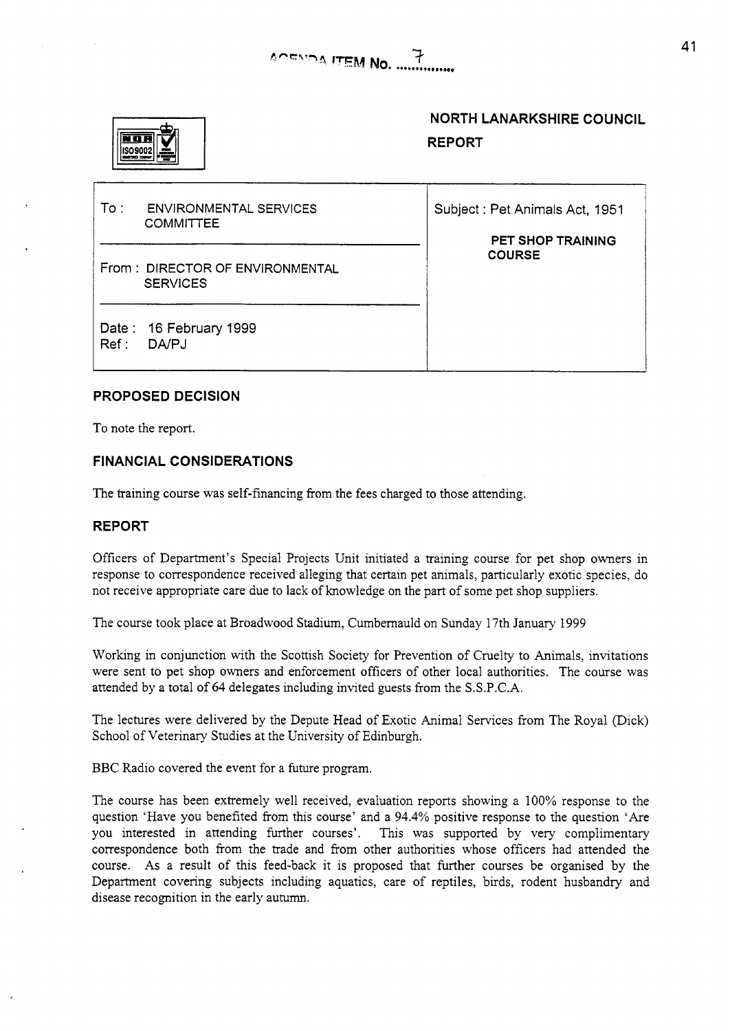AGENDA ITEM No. 7

## NORTH LANARKSHIRE COUNCIL

## REPORT

| To : ENVIRONMENTAL SERVICES COMMITTEE | Subject : Pet Animals Act, 1951 |
|---|---|
| From : DIRECTOR OF ENVIRONMENTAL SERVICES | **PET SHOP TRAINING COURSE** |
| Date : 16 February 1999<br>Ref : DA/PJ | |

### PROPOSED DECISION

To note the report.

### FINANCIAL CONSIDERATIONS

The training course was self-financing from the fees charged to those attending.

### REPORT

Officers of Department's Special Projects Unit initiated a training course for pet shop owners in response to correspondence received alleging that certain pet animals, particularly exotic species, do not receive appropriate care due to lack of knowledge on the part of some pet shop suppliers.

The course took place at Broadwood Stadium, Cumbernauld on Sunday 17th January 1999

Working in conjunction with the Scottish Society for Prevention of Cruelty to Animals, invitations were sent to pet shop owners and enforcement officers of other local authorities. The course was attended by a total of 64 delegates including invited guests from the S.S.P.C.A.

The lectures were delivered by the Depute Head of Exotic Animal Services from The Royal (Dick) School of Veterinary Studies at the University of Edinburgh.

BBC Radio covered the event for a future program.

The course has been extremely well received, evaluation reports showing a 100% response to the question 'Have you benefited from this course' and a 94.4% positive response to the question 'Are you interested in attending further courses'. This was supported by very complimentary correspondence both from the trade and from other authorities whose officers had attended the course. As a result of this feed-back it is proposed that further courses be organised by the Department covering subjects including aquatics, care of reptiles, birds, rodent husbandry and disease recognition in the early autumn.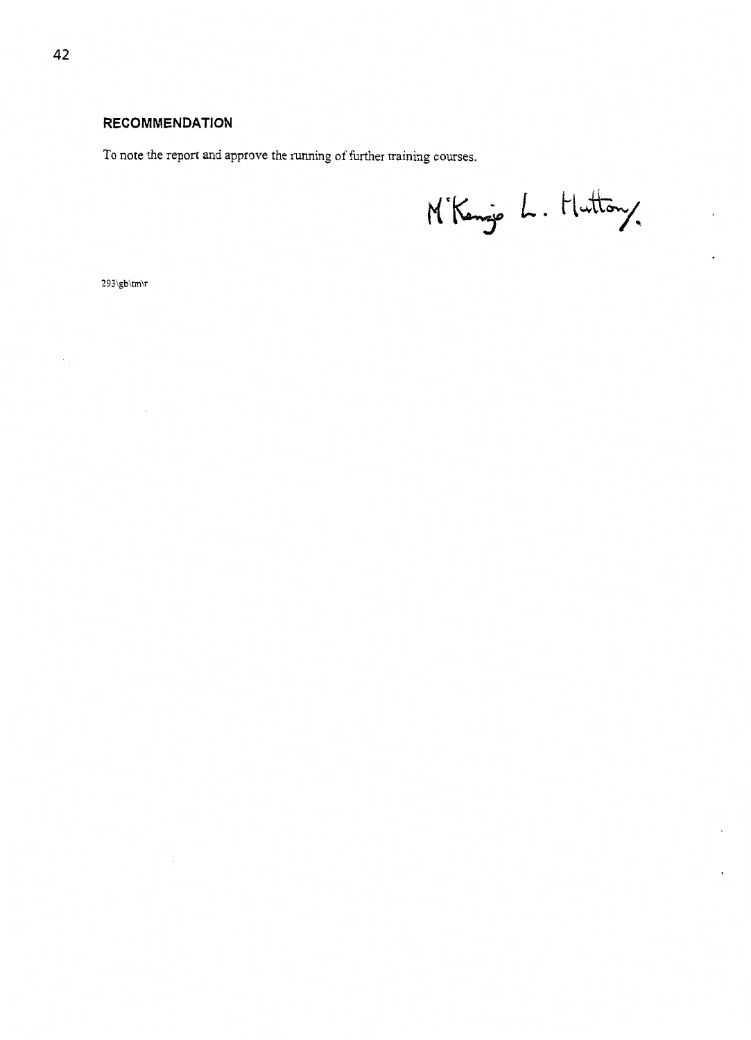**RECOMMENDATION**

To note the report and approve the running of further training courses.

M'Kenzie L. Hutton.

293\gb\tm\r